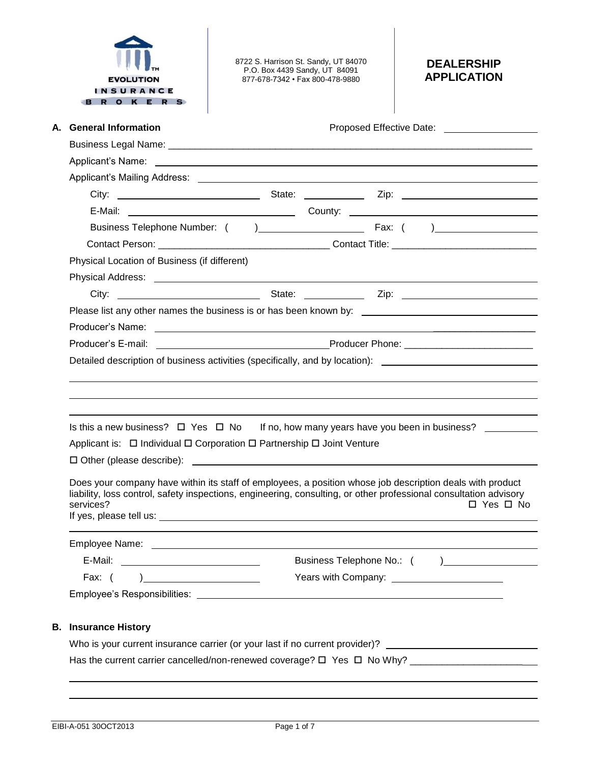EVOLUTION INSURANCE BROKERS

8722 S. Harrison St. Sandy, UT 84070
P.O. Box 4439 Sandy, UT 84091
877-678-7342 • Fax 800-478-9880

# DEALERSHIP APPLICATION

## A. General Information

Proposed Effective Date: ______________

Business Legal Name: ______________________________________________

Applicant's Name: ______________________________________________

Applicant's Mailing Address: ______________________________________________

City: ______________ State: ________ Zip: ______________

E-Mail: ______________ County: ______________

Business Telephone Number: ( ) ______________ Fax: ( ) ______________

Contact Person: ______________ Contact Title: ______________

Physical Location of Business (if different)

Physical Address: ______________________________________________

City: ______________ State: ________ Zip: ______________

Please list any other names the business is or has been known by: ______________

Producer's Name: ______________________________________________

Producer's E-mail: ______________ Producer Phone: ______________

Detailed description of business activities (specifically, and by location): ______________

______________________________________________

______________________________________________

______________________________________________

Is this a new business? ☐ Yes ☐ No If no, how many years have you been in business? ________

Applicant is: ☐ Individual ☐ Corporation ☐ Partnership ☐ Joint Venture

☐ Other (please describe): ______________________________________________

Does your company have within its staff of employees, a position whose job description deals with product liability, loss control, safety inspections, engineering, consulting, or other professional consultation advisory services? ☐ Yes ☐ No

If yes, please tell us: ______________________________________________

______________________________________________

Employee Name: ______________________________________________

E-Mail: ______________ Business Telephone No.: ( ) ______________

Fax: ( ) ______________ Years with Company: ______________

Employee's Responsibilities: ______________________________________________

## B. Insurance History

Who is your current insurance carrier (or your last if no current provider)? ______________

Has the current carrier cancelled/non-renewed coverage? ☐ Yes ☐ No Why? ______________

______________________________________________

______________________________________________

EIBI-A-051 30OCT2013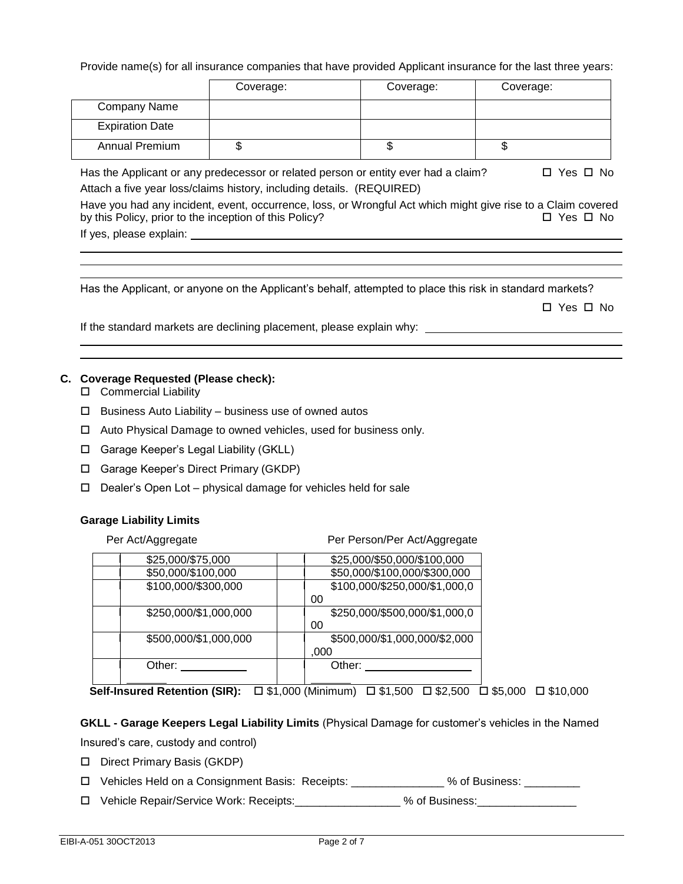Provide name(s) for all insurance companies that have provided Applicant insurance for the last three years:

| | Coverage: | Coverage: | Coverage: |
|---|---|---|---|
| Company Name | | | |
| Expiration Date | | | |
| Annual Premium | $ | $ | $ |

Has the Applicant or any predecessor or related person or entity ever had a claim? ☐ Yes ☐ No

Attach a five year loss/claims history, including details. (REQUIRED)

Have you had any incident, event, occurrence, loss, or Wrongful Act which might give rise to a Claim covered by this Policy, prior to the inception of this Policy? ☐ Yes ☐ No

If yes, please explain: ____________________________________________

____________________________________________

____________________________________________

Has the Applicant, or anyone on the Applicant's behalf, attempted to place this risk in standard markets?

☐ Yes ☐ No

If the standard markets are declining placement, please explain why: ____________________________________________

____________________________________________

____________________________________________

## C. Coverage Requested (Please check):

- ☐ Commercial Liability
- ☐ Business Auto Liability – business use of owned autos
- ☐ Auto Physical Damage to owned vehicles, used for business only.
- ☐ Garage Keeper's Legal Liability (GKLL)
- ☐ Garage Keeper's Direct Primary (GKDP)
- ☐ Dealer's Open Lot – physical damage for vehicles held for sale

### Garage Liability Limits

| | Per Act/Aggregate | | Per Person/Per Act/Aggregate |
|---|---|---|---|
| | $25,000/$75,000 | | $25,000/$50,000/$100,000 |
| | $50,000/$100,000 | | $50,000/$100,000/$300,000 |
| | $100,000/$300,000 | | $100,000/$250,000/$1,000,000 |
| | $250,000/$1,000,000 | | $250,000/$500,000/$1,000,000 |
| | $500,000/$1,000,000 | | $500,000/$1,000,000/$2,000,000 |
| | Other: ___________ | | Other: ___________ |

**Self-Insured Retention (SIR):** ☐ $1,000 (Minimum) ☐ $1,500 ☐ $2,500 ☐ $5,000 ☐ $10,000

**GKLL - Garage Keepers Legal Liability Limits** (Physical Damage for customer's vehicles in the Named Insured's care, custody and control)

- ☐ Direct Primary Basis (GKDP)
- ☐ Vehicles Held on a Consignment Basis: Receipts: _______________ % of Business: _________
- ☐ Vehicle Repair/Service Work: Receipts:_________________ % of Business:________________

EIBI-A-051 30OCT2013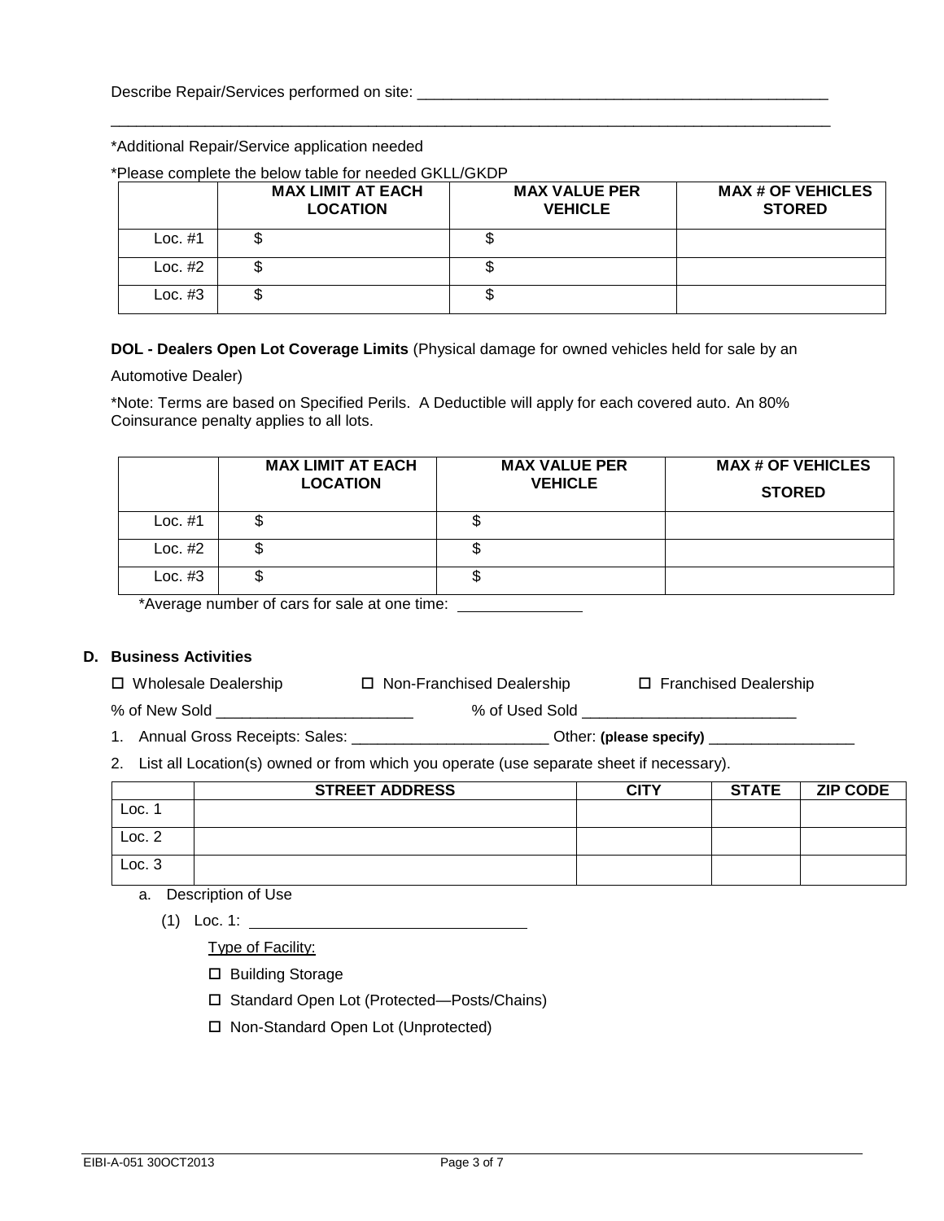Describe Repair/Services performed on site: ___________________________________________________

_____________________________________________________________________________________

*Additional Repair/Service application needed

*Please complete the below table for needed GKLL/GKDP

| | MAX LIMIT AT EACH LOCATION | MAX VALUE PER VEHICLE | MAX # OF VEHICLES STORED |
|---|---|---|---|
| Loc. #1 | $ | $ | |
| Loc. #2 | $ | $ | |
| Loc. #3 | $ | $ | |

**DOL - Dealers Open Lot Coverage Limits** (Physical damage for owned vehicles held for sale by an Automotive Dealer)

*Note: Terms are based on Specified Perils. A Deductible will apply for each covered auto. An 80% Coinsurance penalty applies to all lots.

| | MAX LIMIT AT EACH LOCATION | MAX VALUE PER VEHICLE | MAX # OF VEHICLES STORED |
|---|---|---|---|
| Loc. #1 | $ | $ | |
| Loc. #2 | $ | $ | |
| Loc. #3 | $ | $ | |

*Average number of cars for sale at one time: _______________

**D. Business Activities**

☐ Wholesale Dealership ☐ Non-Franchised Dealership ☐ Franchised Dealership

% of New Sold _______________________ % of Used Sold __________________________

1. Annual Gross Receipts: Sales: _______________________ Other: **(please specify)** _________________
2. List all Location(s) owned or from which you operate (use separate sheet if necessary).

| | STREET ADDRESS | CITY | STATE | ZIP CODE |
|---|---|---|---|---|
| Loc. 1 | | | | |
| Loc. 2 | | | | |
| Loc. 3 | | | | |

a. Description of Use

(1) Loc. 1: ________________________________

Type of Facility:

☐ Building Storage

☐ Standard Open Lot (Protected—Posts/Chains)

☐ Non-Standard Open Lot (Unprotected)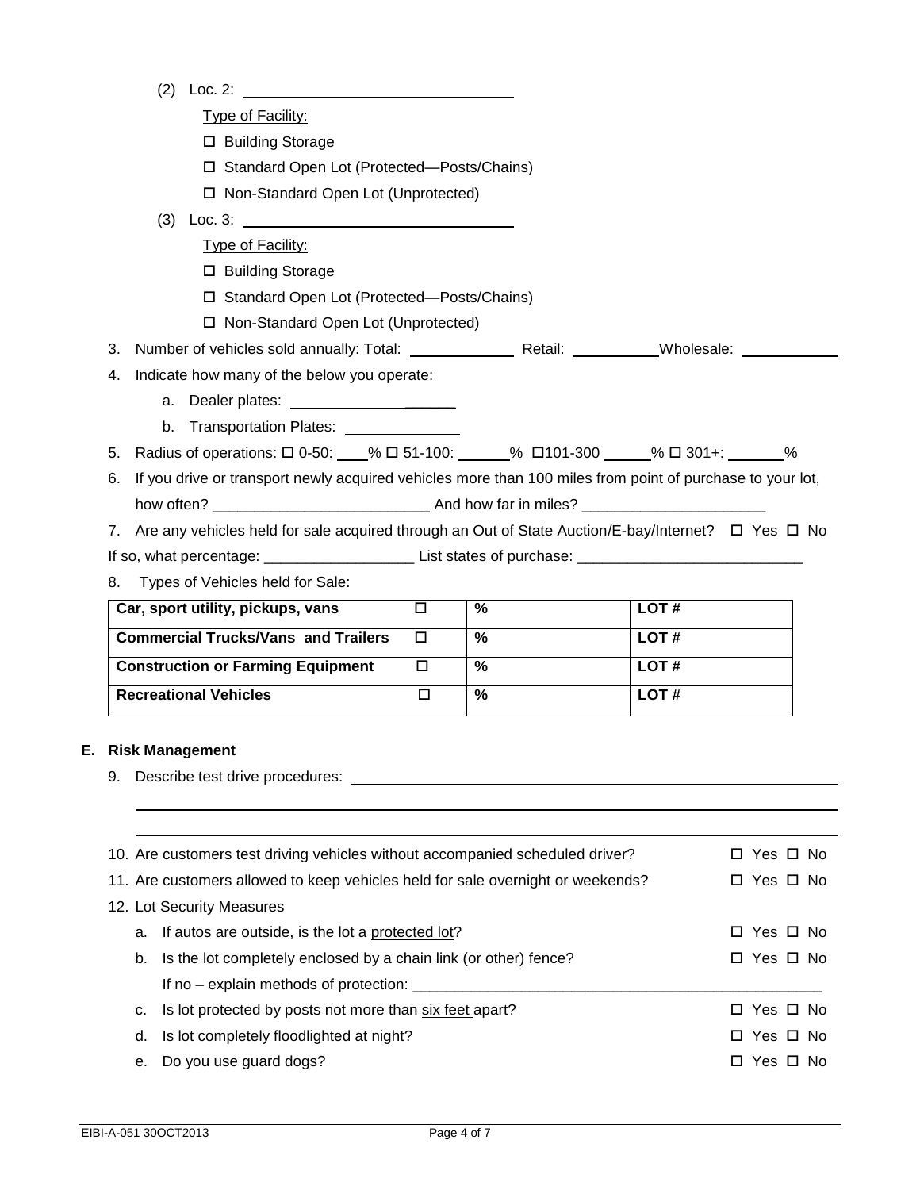(2) Loc. 2: ______________________________

Type of Facility:

☐ Building Storage

☐ Standard Open Lot (Protected—Posts/Chains)

☐ Non-Standard Open Lot (Unprotected)

(3) Loc. 3: ______________________________

Type of Facility:

☐ Building Storage

☐ Standard Open Lot (Protected—Posts/Chains)

☐ Non-Standard Open Lot (Unprotected)

3. Number of vehicles sold annually: Total: ____________ Retail: __________ Wholesale: ___________
4. Indicate how many of the below you operate:
   a. Dealer plates: ________________
   b. Transportation Plates: _____________
5. Radius of operations: ☐ 0-50: ____% ☐ 51-100: ______% ☐101-300 _____% ☐ 301+: ______%
6. If you drive or transport newly acquired vehicles more than 100 miles from point of purchase to your lot, how often? _________________________ And how far in miles? _____________________
7. Are any vehicles held for sale acquired through an Out of State Auction/E-bay/Internet? ☐ Yes ☐ No

If so, what percentage: _________________ List states of purchase: __________________________

8. Types of Vehicles held for Sale:

| Type | | % | LOT # |
|---|---|---|---|
| **Car, sport utility, pickups, vans** | ☐ | **%** | **LOT #** |
| **Commercial Trucks/Vans and Trailers** | ☐ | **%** | **LOT #** |
| **Construction or Farming Equipment** | ☐ | **%** | **LOT #** |
| **Recreational Vehicles** | ☐ | **%** | **LOT #** |

## E. Risk Management

9. Describe test drive procedures: ______________________________________________

_____________________________________________________________________________

_____________________________________________________________________________

10. Are customers test driving vehicles without accompanied scheduled driver? ☐ Yes ☐ No
11. Are customers allowed to keep vehicles held for sale overnight or weekends? ☐ Yes ☐ No
12. Lot Security Measures
    a. If autos are outside, is the lot a protected lot? ☐ Yes ☐ No
    b. Is the lot completely enclosed by a chain link (or other) fence? ☐ Yes ☐ No

       If no – explain methods of protection: ___________________________________________
    c. Is lot protected by posts not more than six feet apart? ☐ Yes ☐ No
    d. Is lot completely floodlighted at night? ☐ Yes ☐ No
    e. Do you use guard dogs? ☐ Yes ☐ No

EIBI-A-051 30OCT2013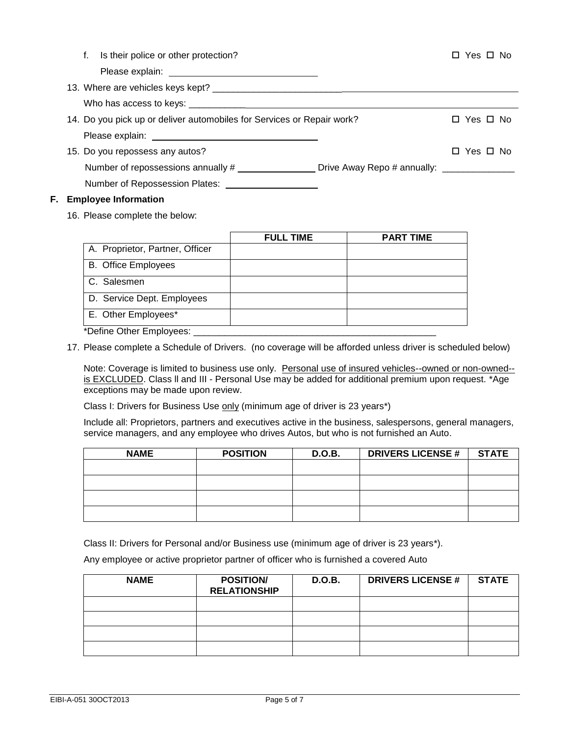f. Is their police or other protection? ☐ Yes ☐ No

Please explain: ______________________________

13. Where are vehicles keys kept? ____________________________________________________________

Who has access to keys: ____________________________________________________________

14. Do you pick up or deliver automobiles for Services or Repair work? ☐ Yes ☐ No

Please explain: ______________________________

15. Do you repossess any autos? ☐ Yes ☐ No

Number of repossessions annually # ______________ Drive Away Repo # annually: ______________

Number of Repossession Plates: ______________

## F. Employee Information

16. Please complete the below:

| | FULL TIME | PART TIME |
|---|---|---|
| A. Proprietor, Partner, Officer | | |
| B. Office Employees | | |
| C. Salesmen | | |
| D. Service Dept. Employees | | |
| E. Other Employees* | | |

*Define Other Employees: ______________________________________________

17. Please complete a Schedule of Drivers. (no coverage will be afforded unless driver is scheduled below)

Note: Coverage is limited to business use only. Personal use of insured vehicles--owned or non-owned--is EXCLUDED. Class ll and III - Personal Use may be added for additional premium upon request. *Age exceptions may be made upon review.

Class I: Drivers for Business Use only (minimum age of driver is 23 years*)

Include all: Proprietors, partners and executives active in the business, salespersons, general managers, service managers, and any employee who drives Autos, but who is not furnished an Auto.

| NAME | POSITION | D.O.B. | DRIVERS LICENSE # | STATE |
|---|---|---|---|---|
| | | | | |
| | | | | |
| | | | | |
| | | | | |

Class II: Drivers for Personal and/or Business use (minimum age of driver is 23 years*).

Any employee or active proprietor partner of officer who is furnished a covered Auto

| NAME | POSITION/ RELATIONSHIP | D.O.B. | DRIVERS LICENSE # | STATE |
|---|---|---|---|---|
| | | | | |
| | | | | |
| | | | | |
| | | | | |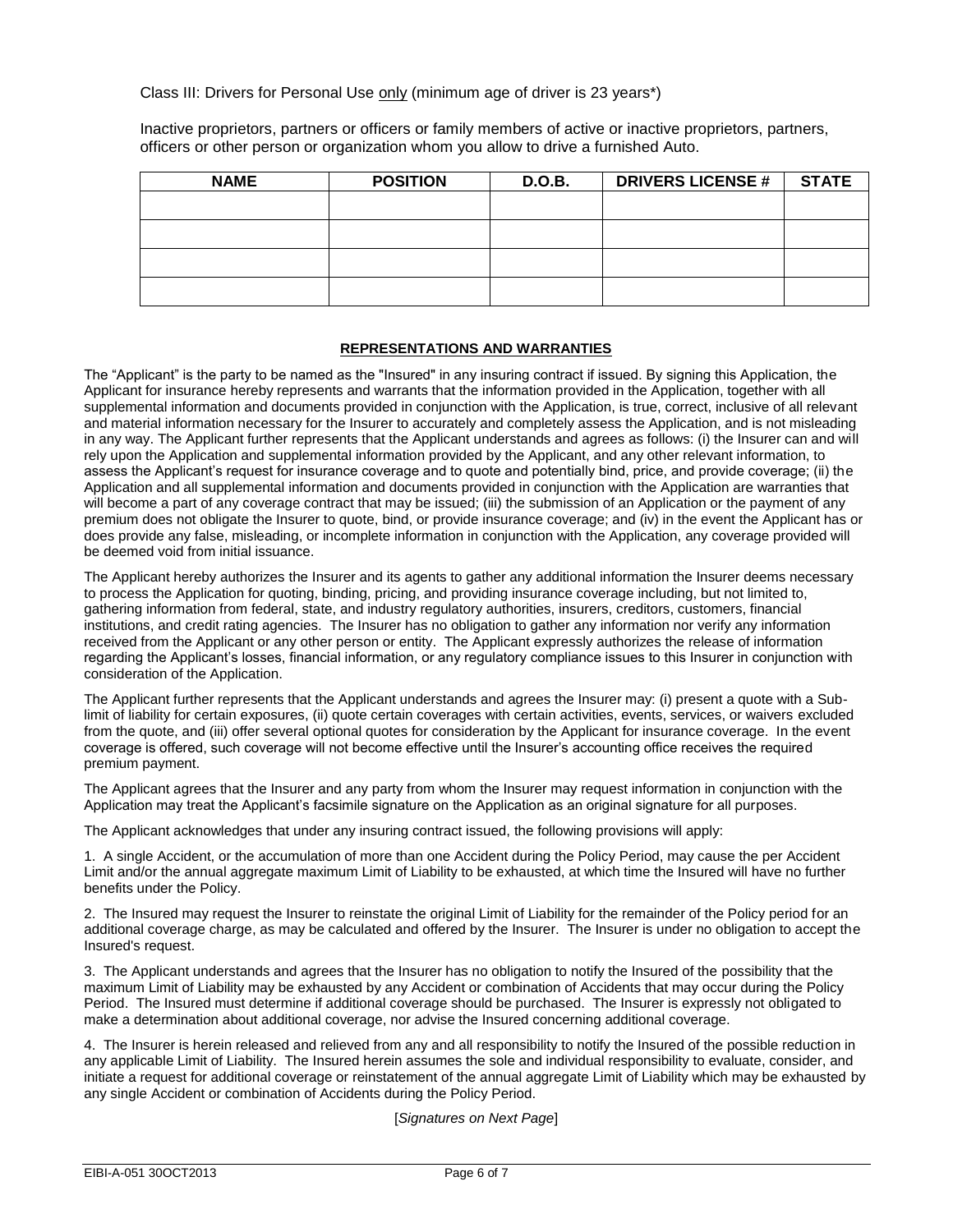Class III: Drivers for Personal Use <u>only</u> (minimum age of driver is 23 years*)

Inactive proprietors, partners or officers or family members of active or inactive proprietors, partners, officers or other person or organization whom you allow to drive a furnished Auto.

| NAME | POSITION | D.O.B. | DRIVERS LICENSE # | STATE |
|---|---|---|---|---|
| | | | | |
| | | | | |
| | | | | |
| | | | | |

## REPRESENTATIONS AND WARRANTIES

The "Applicant" is the party to be named as the "Insured" in any insuring contract if issued. By signing this Application, the Applicant for insurance hereby represents and warrants that the information provided in the Application, together with all supplemental information and documents provided in conjunction with the Application, is true, correct, inclusive of all relevant and material information necessary for the Insurer to accurately and completely assess the Application, and is not misleading in any way. The Applicant further represents that the Applicant understands and agrees as follows: (i) the Insurer can and will rely upon the Application and supplemental information provided by the Applicant, and any other relevant information, to assess the Applicant's request for insurance coverage and to quote and potentially bind, price, and provide coverage; (ii) the Application and all supplemental information and documents provided in conjunction with the Application are warranties that will become a part of any coverage contract that may be issued; (iii) the submission of an Application or the payment of any premium does not obligate the Insurer to quote, bind, or provide insurance coverage; and (iv) in the event the Applicant has or does provide any false, misleading, or incomplete information in conjunction with the Application, any coverage provided will be deemed void from initial issuance.

The Applicant hereby authorizes the Insurer and its agents to gather any additional information the Insurer deems necessary to process the Application for quoting, binding, pricing, and providing insurance coverage including, but not limited to, gathering information from federal, state, and industry regulatory authorities, insurers, creditors, customers, financial institutions, and credit rating agencies. The Insurer has no obligation to gather any information nor verify any information received from the Applicant or any other person or entity. The Applicant expressly authorizes the release of information regarding the Applicant's losses, financial information, or any regulatory compliance issues to this Insurer in conjunction with consideration of the Application.

The Applicant further represents that the Applicant understands and agrees the Insurer may: (i) present a quote with a Sub-limit of liability for certain exposures, (ii) quote certain coverages with certain activities, events, services, or waivers excluded from the quote, and (iii) offer several optional quotes for consideration by the Applicant for insurance coverage. In the event coverage is offered, such coverage will not become effective until the Insurer's accounting office receives the required premium payment.

The Applicant agrees that the Insurer and any party from whom the Insurer may request information in conjunction with the Application may treat the Applicant's facsimile signature on the Application as an original signature for all purposes.

The Applicant acknowledges that under any insuring contract issued, the following provisions will apply:

1. A single Accident, or the accumulation of more than one Accident during the Policy Period, may cause the per Accident Limit and/or the annual aggregate maximum Limit of Liability to be exhausted, at which time the Insured will have no further benefits under the Policy.

2. The Insured may request the Insurer to reinstate the original Limit of Liability for the remainder of the Policy period for an additional coverage charge, as may be calculated and offered by the Insurer. The Insurer is under no obligation to accept the Insured's request.

3. The Applicant understands and agrees that the Insurer has no obligation to notify the Insured of the possibility that the maximum Limit of Liability may be exhausted by any Accident or combination of Accidents that may occur during the Policy Period. The Insured must determine if additional coverage should be purchased. The Insurer is expressly not obligated to make a determination about additional coverage, nor advise the Insured concerning additional coverage.

4. The Insurer is herein released and relieved from any and all responsibility to notify the Insured of the possible reduction in any applicable Limit of Liability. The Insured herein assumes the sole and individual responsibility to evaluate, consider, and initiate a request for additional coverage or reinstatement of the annual aggregate Limit of Liability which may be exhausted by any single Accident or combination of Accidents during the Policy Period.

[*Signatures on Next Page*]

EIBI-A-051 30OCT2013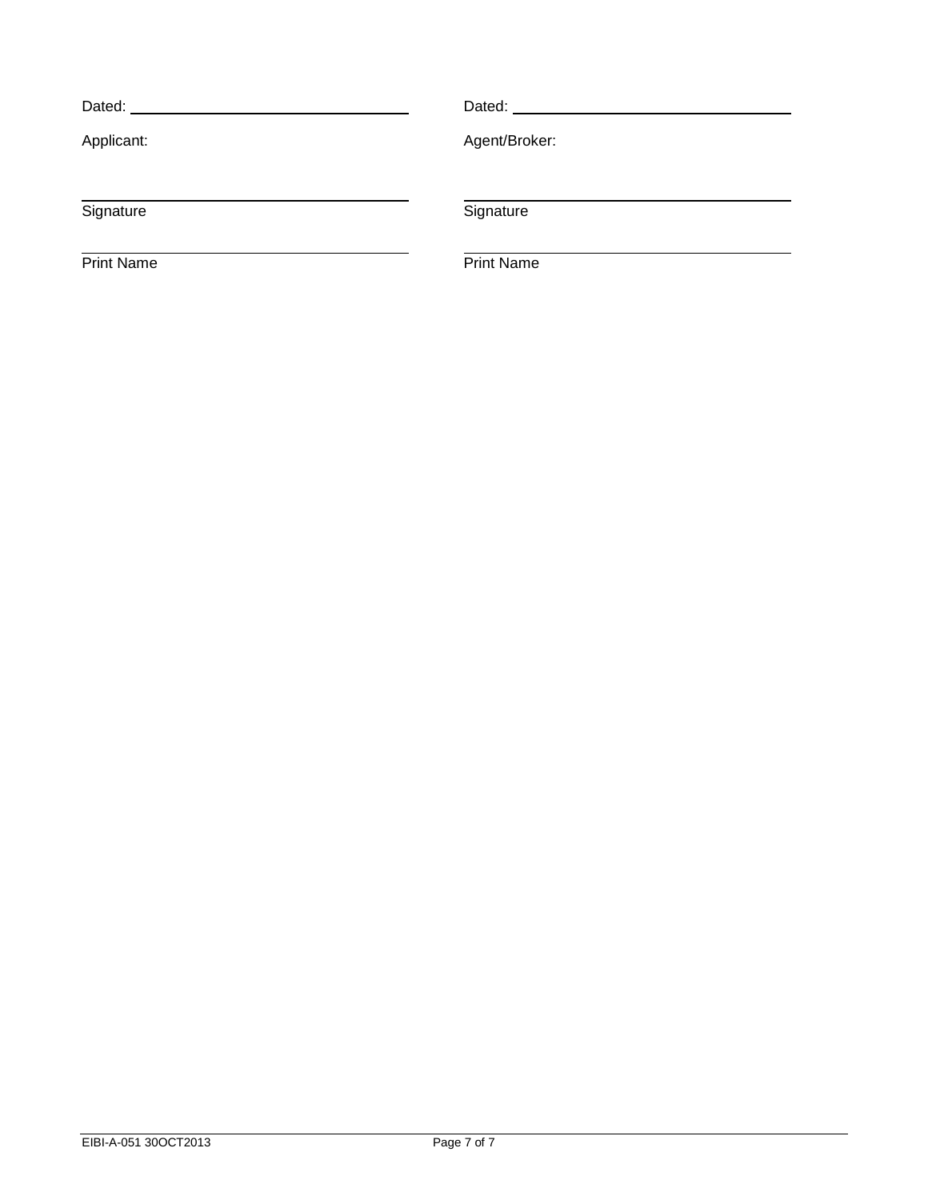| | |
|---|---|
| Dated: ______________________ | Dated: ______________________ |
| Applicant: | Agent/Broker: |
| ______________________ | ______________________ |
| Signature | Signature |
| ______________________ | ______________________ |
| Print Name | Print Name |

EIBI-A-051 30OCT2013